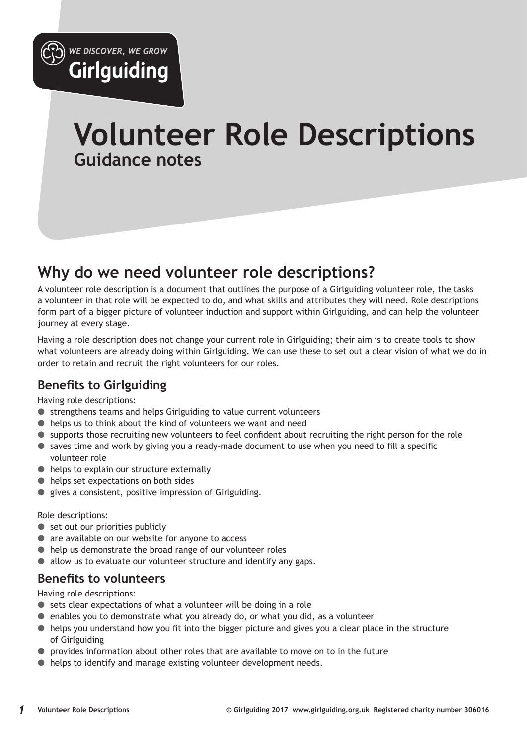WE DISCOVER, WE GROW
Girlguiding

# Volunteer Role Descriptions

## Guidance notes

## Why do we need volunteer role descriptions?

A volunteer role description is a document that outlines the purpose of a Girlguiding volunteer role, the tasks a volunteer in that role will be expected to do, and what skills and attributes they will need. Role descriptions form part of a bigger picture of volunteer induction and support within Girlguiding, and can help the volunteer journey at every stage.

Having a role description does not change your current role in Girlguiding; their aim is to create tools to show what volunteers are already doing within Girlguiding. We can use these to set out a clear vision of what we do in order to retain and recruit the right volunteers for our roles.

### Benefits to Girlguiding

Having role descriptions:

- strengthens teams and helps Girlguiding to value current volunteers
- helps us to think about the kind of volunteers we want and need
- supports those recruiting new volunteers to feel confident about recruiting the right person for the role
- saves time and work by giving you a ready-made document to use when you need to fill a specific volunteer role
- helps to explain our structure externally
- helps set expectations on both sides
- gives a consistent, positive impression of Girlguiding.

Role descriptions:

- set out our priorities publicly
- are available on our website for anyone to access
- help us demonstrate the broad range of our volunteer roles
- allow us to evaluate our volunteer structure and identify any gaps.

### Benefits to volunteers

Having role descriptions:

- sets clear expectations of what a volunteer will be doing in a role
- enables you to demonstrate what you already do, or what you did, as a volunteer
- helps you understand how you fit into the bigger picture and gives you a clear place in the structure of Girlguiding
- provides information about other roles that are available to move on to in the future
- helps to identify and manage existing volunteer development needs.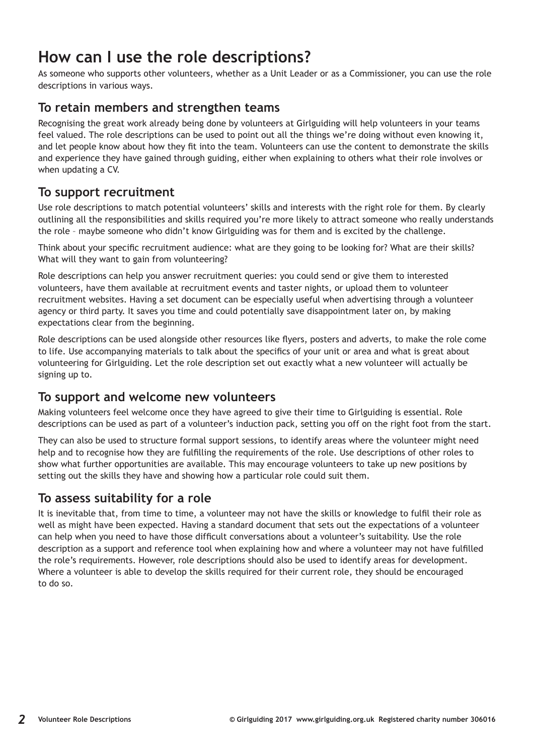# How can I use the role descriptions?

As someone who supports other volunteers, whether as a Unit Leader or as a Commissioner, you can use the role descriptions in various ways.

## To retain members and strengthen teams

Recognising the great work already being done by volunteers at Girlguiding will help volunteers in your teams feel valued. The role descriptions can be used to point out all the things we're doing without even knowing it, and let people know about how they fit into the team. Volunteers can use the content to demonstrate the skills and experience they have gained through guiding, either when explaining to others what their role involves or when updating a CV.

## To support recruitment

Use role descriptions to match potential volunteers' skills and interests with the right role for them. By clearly outlining all the responsibilities and skills required you're more likely to attract someone who really understands the role – maybe someone who didn't know Girlguiding was for them and is excited by the challenge.

Think about your specific recruitment audience: what are they going to be looking for? What are their skills? What will they want to gain from volunteering?

Role descriptions can help you answer recruitment queries: you could send or give them to interested volunteers, have them available at recruitment events and taster nights, or upload them to volunteer recruitment websites. Having a set document can be especially useful when advertising through a volunteer agency or third party. It saves you time and could potentially save disappointment later on, by making expectations clear from the beginning.

Role descriptions can be used alongside other resources like flyers, posters and adverts, to make the role come to life. Use accompanying materials to talk about the specifics of your unit or area and what is great about volunteering for Girlguiding. Let the role description set out exactly what a new volunteer will actually be signing up to.

## To support and welcome new volunteers

Making volunteers feel welcome once they have agreed to give their time to Girlguiding is essential. Role descriptions can be used as part of a volunteer's induction pack, setting you off on the right foot from the start.

They can also be used to structure formal support sessions, to identify areas where the volunteer might need help and to recognise how they are fulfilling the requirements of the role. Use descriptions of other roles to show what further opportunities are available. This may encourage volunteers to take up new positions by setting out the skills they have and showing how a particular role could suit them.

## To assess suitability for a role

It is inevitable that, from time to time, a volunteer may not have the skills or knowledge to fulfil their role as well as might have been expected. Having a standard document that sets out the expectations of a volunteer can help when you need to have those difficult conversations about a volunteer's suitability. Use the role description as a support and reference tool when explaining how and where a volunteer may not have fulfilled the role's requirements. However, role descriptions should also be used to identify areas for development. Where a volunteer is able to develop the skills required for their current role, they should be encouraged to do so.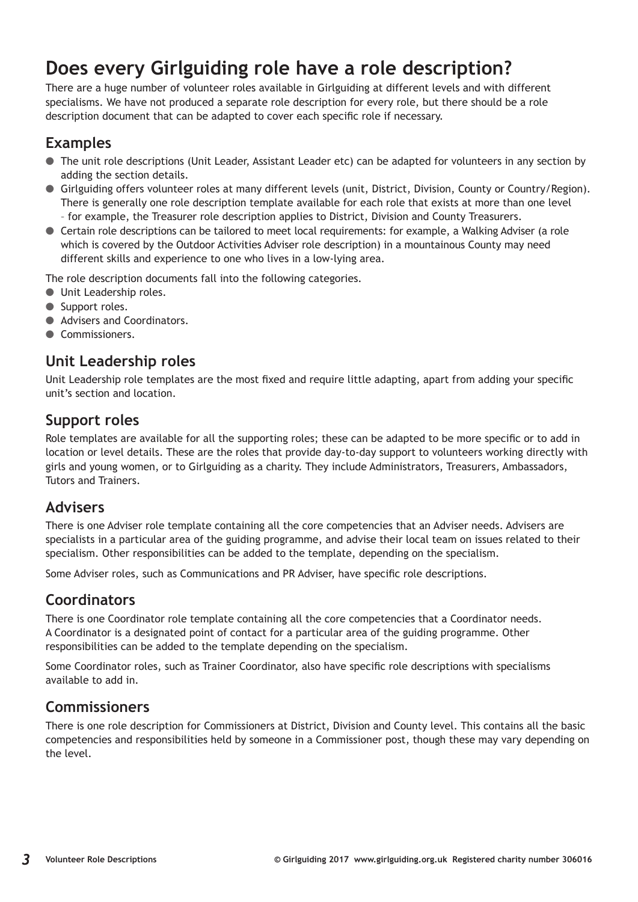# Does every Girlguiding role have a role description?

There are a huge number of volunteer roles available in Girlguiding at different levels and with different specialisms. We have not produced a separate role description for every role, but there should be a role description document that can be adapted to cover each specific role if necessary.

## Examples

- The unit role descriptions (Unit Leader, Assistant Leader etc) can be adapted for volunteers in any section by adding the section details.
- Girlguiding offers volunteer roles at many different levels (unit, District, Division, County or Country/Region). There is generally one role description template available for each role that exists at more than one level – for example, the Treasurer role description applies to District, Division and County Treasurers.
- Certain role descriptions can be tailored to meet local requirements: for example, a Walking Adviser (a role which is covered by the Outdoor Activities Adviser role description) in a mountainous County may need different skills and experience to one who lives in a low-lying area.

The role description documents fall into the following categories.

- Unit Leadership roles.
- Support roles.
- Advisers and Coordinators.
- Commissioners.

## Unit Leadership roles

Unit Leadership role templates are the most fixed and require little adapting, apart from adding your specific unit's section and location.

## Support roles

Role templates are available for all the supporting roles; these can be adapted to be more specific or to add in location or level details. These are the roles that provide day-to-day support to volunteers working directly with girls and young women, or to Girlguiding as a charity. They include Administrators, Treasurers, Ambassadors, Tutors and Trainers.

## Advisers

There is one Adviser role template containing all the core competencies that an Adviser needs. Advisers are specialists in a particular area of the guiding programme, and advise their local team on issues related to their specialism. Other responsibilities can be added to the template, depending on the specialism.

Some Adviser roles, such as Communications and PR Adviser, have specific role descriptions.

## Coordinators

There is one Coordinator role template containing all the core competencies that a Coordinator needs. A Coordinator is a designated point of contact for a particular area of the guiding programme. Other responsibilities can be added to the template depending on the specialism.

Some Coordinator roles, such as Trainer Coordinator, also have specific role descriptions with specialisms available to add in.

## Commissioners

There is one role description for Commissioners at District, Division and County level. This contains all the basic competencies and responsibilities held by someone in a Commissioner post, though these may vary depending on the level.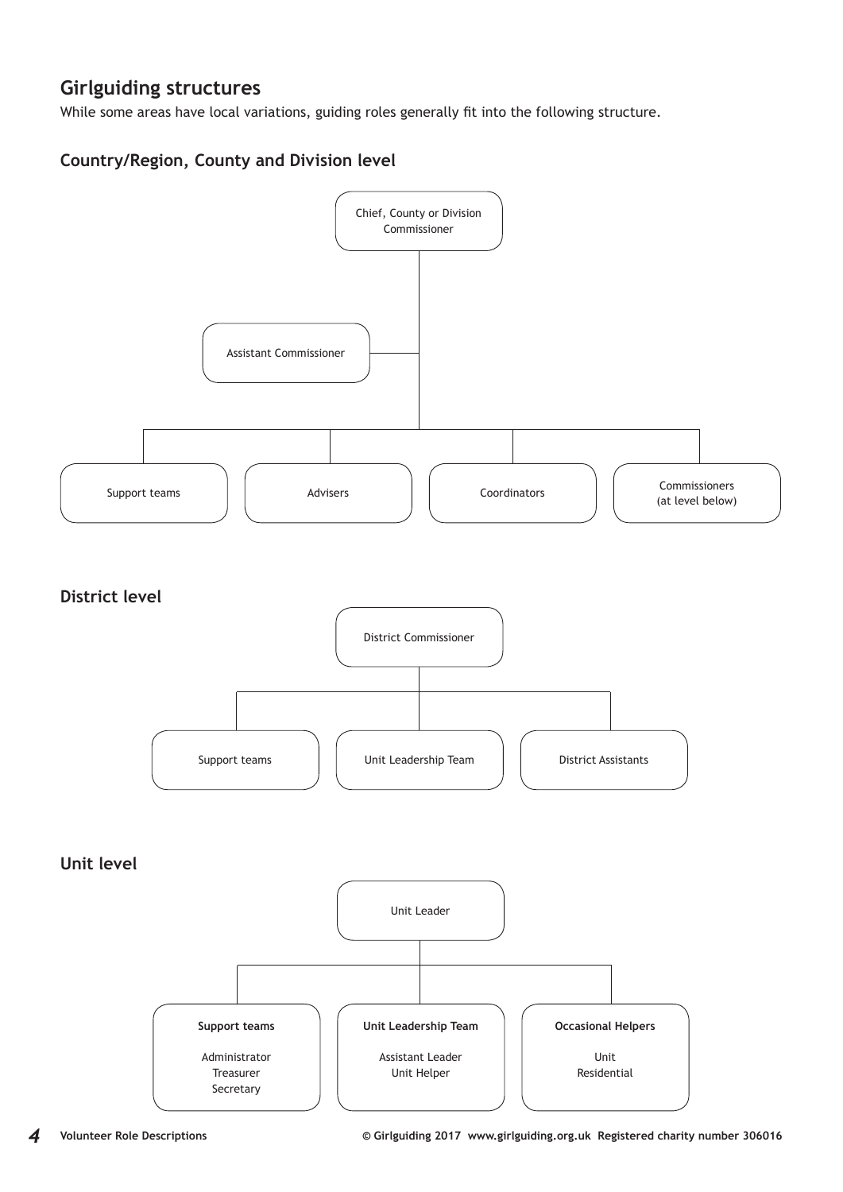## Girlguiding structures

While some areas have local variations, guiding roles generally fit into the following structure.

### Country/Region, County and Division level

- Chief, County or Division Commissioner
  - Assistant Commissioner
  - Support teams
  - Advisers
  - Coordinators
  - Commissioners (at level below)

### District level

- District Commissioner
  - Support teams
  - Unit Leadership Team
  - District Assistants

### Unit level

- Unit Leader
  - **Support teams**
    - Administrator
    - Treasurer
    - Secretary
  - **Unit Leadership Team**
    - Assistant Leader
    - Unit Helper
  - **Occasional Helpers**
    - Unit
    - Residential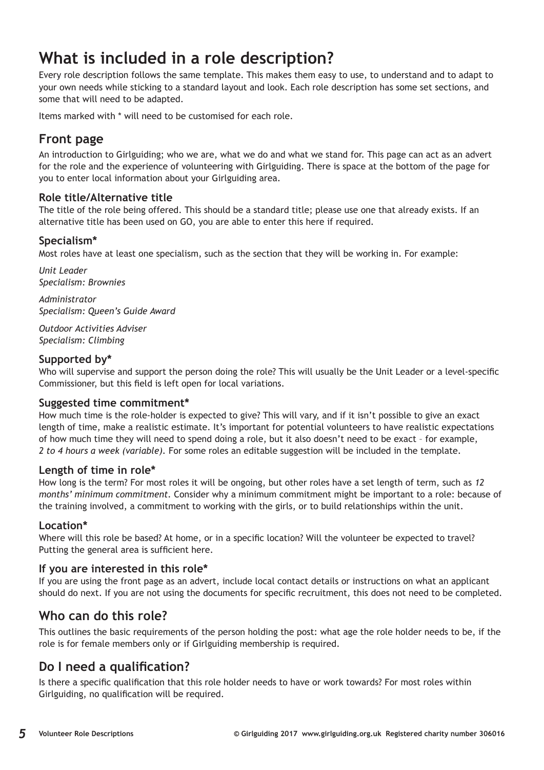# What is included in a role description?

Every role description follows the same template. This makes them easy to use, to understand and to adapt to your own needs while sticking to a standard layout and look. Each role description has some set sections, and some that will need to be adapted.

Items marked with * will need to be customised for each role.

## Front page

An introduction to Girlguiding; who we are, what we do and what we stand for. This page can act as an advert for the role and the experience of volunteering with Girlguiding. There is space at the bottom of the page for you to enter local information about your Girlguiding area.

### Role title/Alternative title

The title of the role being offered. This should be a standard title; please use one that already exists. If an alternative title has been used on GO, you are able to enter this here if required.

### Specialism*

Most roles have at least one specialism, such as the section that they will be working in. For example:

*Unit Leader*
*Specialism: Brownies*

*Administrator*
*Specialism: Queen's Guide Award*

*Outdoor Activities Adviser*
*Specialism: Climbing*

### Supported by*

Who will supervise and support the person doing the role? This will usually be the Unit Leader or a level-specific Commissioner, but this field is left open for local variations.

### Suggested time commitment*

How much time is the role-holder is expected to give? This will vary, and if it isn't possible to give an exact length of time, make a realistic estimate. It's important for potential volunteers to have realistic expectations of how much time they will need to spend doing a role, but it also doesn't need to be exact – for example, *2 to 4 hours a week (variable).* For some roles an editable suggestion will be included in the template.

### Length of time in role*

How long is the term? For most roles it will be ongoing, but other roles have a set length of term, such as *12 months' minimum commitment*. Consider why a minimum commitment might be important to a role: because of the training involved, a commitment to working with the girls, or to build relationships within the unit.

### Location*

Where will this role be based? At home, or in a specific location? Will the volunteer be expected to travel? Putting the general area is sufficient here.

### If you are interested in this role*

If you are using the front page as an advert, include local contact details or instructions on what an applicant should do next. If you are not using the documents for specific recruitment, this does not need to be completed.

## Who can do this role?

This outlines the basic requirements of the person holding the post: what age the role holder needs to be, if the role is for female members only or if Girlguiding membership is required.

## Do I need a qualification?

Is there a specific qualification that this role holder needs to have or work towards? For most roles within Girlguiding, no qualification will be required.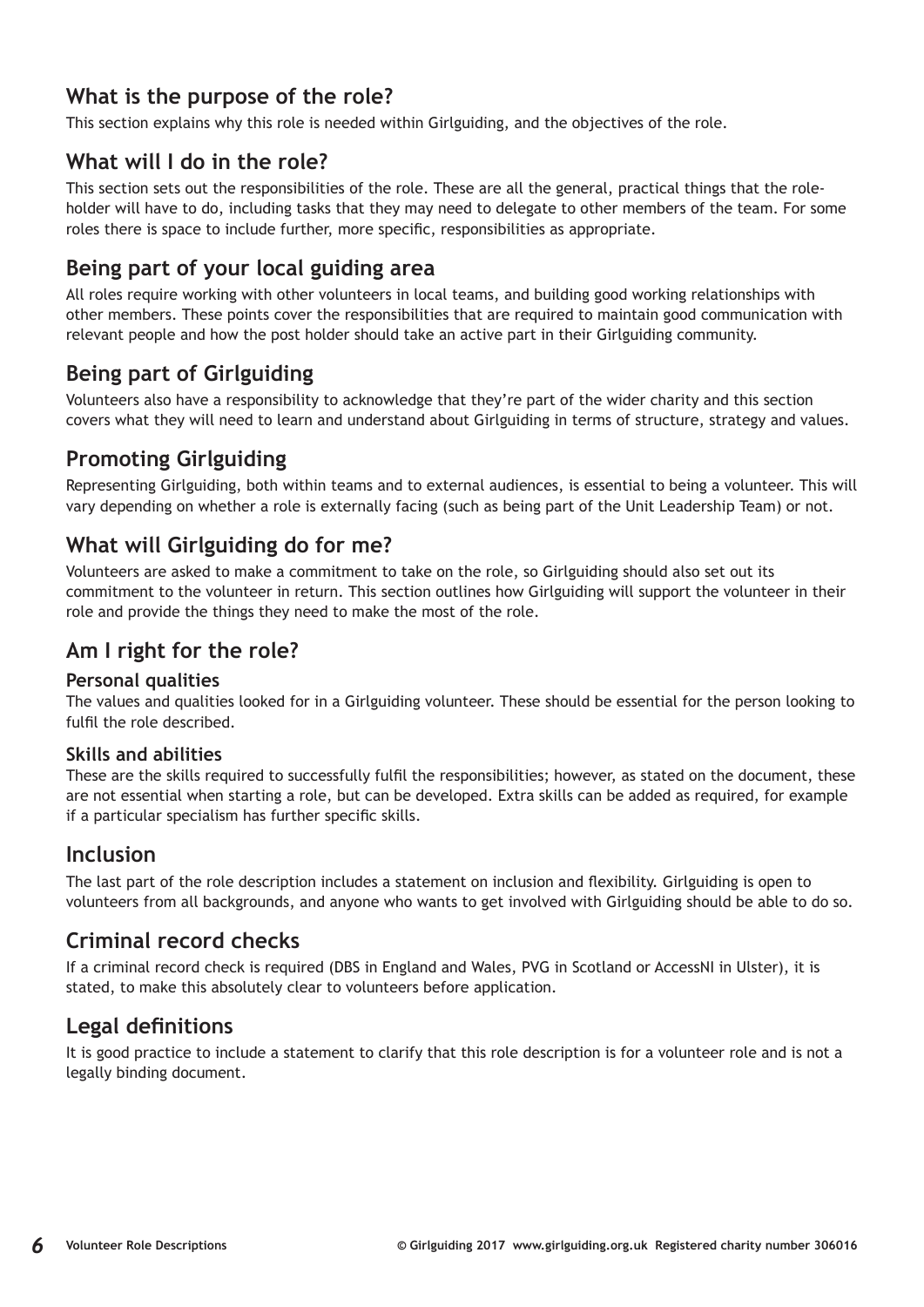## What is the purpose of the role?

This section explains why this role is needed within Girlguiding, and the objectives of the role.

## What will I do in the role?

This section sets out the responsibilities of the role. These are all the general, practical things that the role-holder will have to do, including tasks that they may need to delegate to other members of the team. For some roles there is space to include further, more specific, responsibilities as appropriate.

## Being part of your local guiding area

All roles require working with other volunteers in local teams, and building good working relationships with other members. These points cover the responsibilities that are required to maintain good communication with relevant people and how the post holder should take an active part in their Girlguiding community.

## Being part of Girlguiding

Volunteers also have a responsibility to acknowledge that they're part of the wider charity and this section covers what they will need to learn and understand about Girlguiding in terms of structure, strategy and values.

## Promoting Girlguiding

Representing Girlguiding, both within teams and to external audiences, is essential to being a volunteer. This will vary depending on whether a role is externally facing (such as being part of the Unit Leadership Team) or not.

## What will Girlguiding do for me?

Volunteers are asked to make a commitment to take on the role, so Girlguiding should also set out its commitment to the volunteer in return. This section outlines how Girlguiding will support the volunteer in their role and provide the things they need to make the most of the role.

## Am I right for the role?

### Personal qualities

The values and qualities looked for in a Girlguiding volunteer. These should be essential for the person looking to fulfil the role described.

### Skills and abilities

These are the skills required to successfully fulfil the responsibilities; however, as stated on the document, these are not essential when starting a role, but can be developed. Extra skills can be added as required, for example if a particular specialism has further specific skills.

## Inclusion

The last part of the role description includes a statement on inclusion and flexibility. Girlguiding is open to volunteers from all backgrounds, and anyone who wants to get involved with Girlguiding should be able to do so.

## Criminal record checks

If a criminal record check is required (DBS in England and Wales, PVG in Scotland or AccessNI in Ulster), it is stated, to make this absolutely clear to volunteers before application.

## Legal definitions

It is good practice to include a statement to clarify that this role description is for a volunteer role and is not a legally binding document.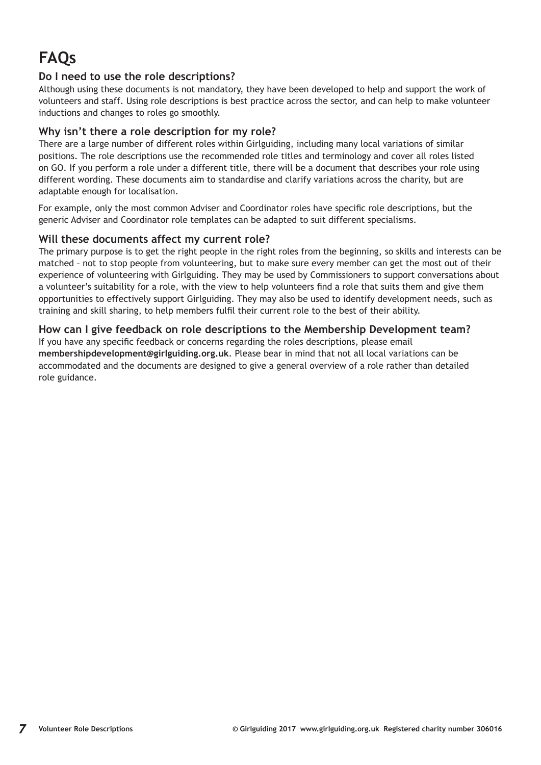# FAQs

## Do I need to use the role descriptions?

Although using these documents is not mandatory, they have been developed to help and support the work of volunteers and staff. Using role descriptions is best practice across the sector, and can help to make volunteer inductions and changes to roles go smoothly.

## Why isn't there a role description for my role?

There are a large number of different roles within Girlguiding, including many local variations of similar positions. The role descriptions use the recommended role titles and terminology and cover all roles listed on GO. If you perform a role under a different title, there will be a document that describes your role using different wording. These documents aim to standardise and clarify variations across the charity, but are adaptable enough for localisation.

For example, only the most common Adviser and Coordinator roles have specific role descriptions, but the generic Adviser and Coordinator role templates can be adapted to suit different specialisms.

## Will these documents affect my current role?

The primary purpose is to get the right people in the right roles from the beginning, so skills and interests can be matched – not to stop people from volunteering, but to make sure every member can get the most out of their experience of volunteering with Girlguiding. They may be used by Commissioners to support conversations about a volunteer's suitability for a role, with the view to help volunteers find a role that suits them and give them opportunities to effectively support Girlguiding. They may also be used to identify development needs, such as training and skill sharing, to help members fulfil their current role to the best of their ability.

## How can I give feedback on role descriptions to the Membership Development team?

If you have any specific feedback or concerns regarding the roles descriptions, please email **membershipdevelopment@girlguiding.org.uk**. Please bear in mind that not all local variations can be accommodated and the documents are designed to give a general overview of a role rather than detailed role guidance.